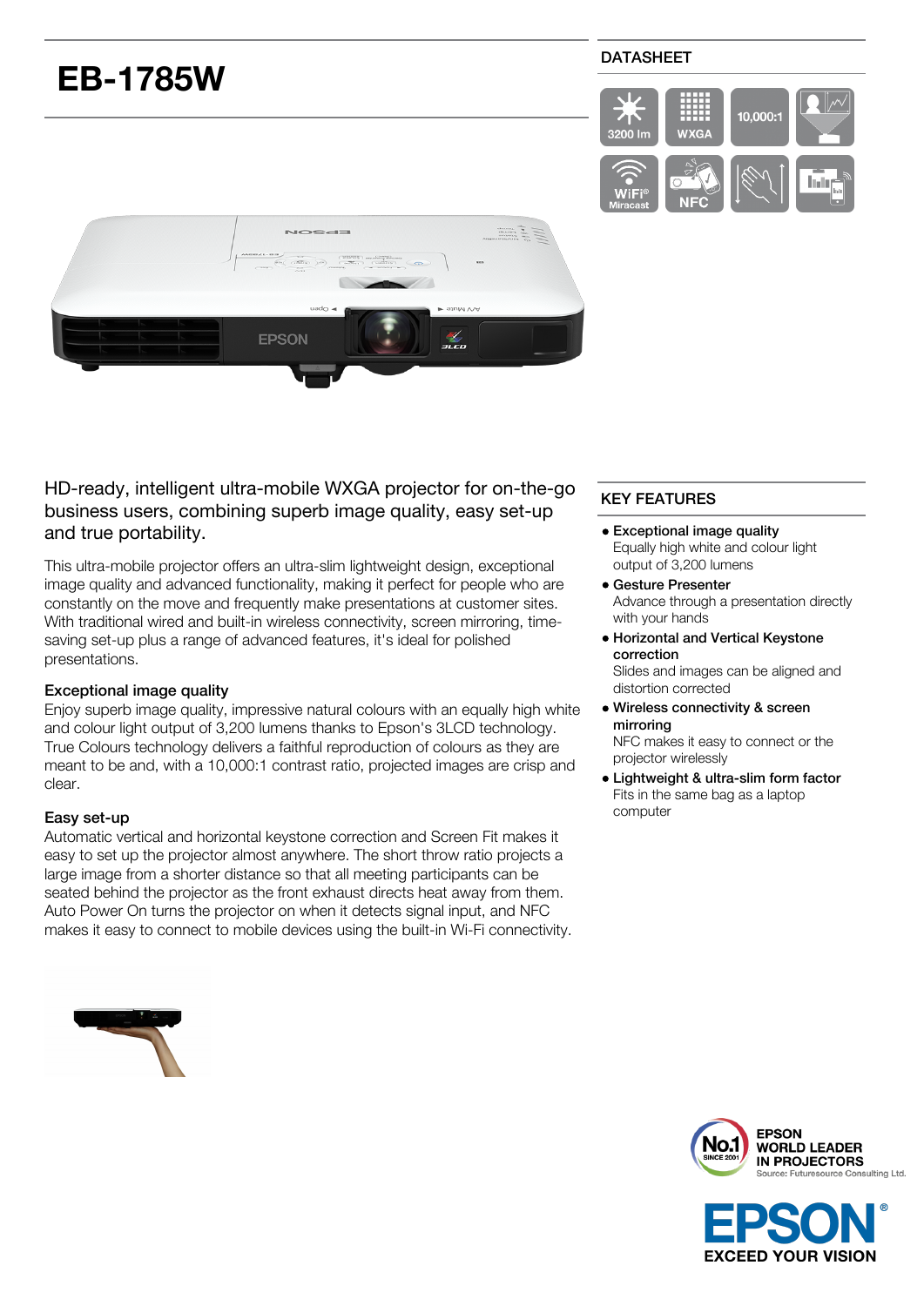# EB-1785W

## DATASHEET

3200 lm | WXGA | 10,000:1 | WiFi® Miracast | NFC

## HD-ready, intelligent ultra-mobile WXGA projector for on-the-go business users, combining superb image quality, easy set-up and true portability.

This ultra-mobile projector offers an ultra-slim lightweight design, exceptional image quality and advanced functionality, making it perfect for people who are constantly on the move and frequently make presentations at customer sites. With traditional wired and built-in wireless connectivity, screen mirroring, time-saving set-up plus a range of advanced features, it's ideal for polished presentations.

### Exceptional image quality

Enjoy superb image quality, impressive natural colours with an equally high white and colour light output of 3,200 lumens thanks to Epson's 3LCD technology. True Colours technology delivers a faithful reproduction of colours as they are meant to be and, with a 10,000:1 contrast ratio, projected images are crisp and clear.

### Easy set-up

Automatic vertical and horizontal keystone correction and Screen Fit makes it easy to set up the projector almost anywhere. The short throw ratio projects a large image from a shorter distance so that all meeting participants can be seated behind the projector as the front exhaust directs heat away from them. Auto Power On turns the projector on when it detects signal input, and NFC makes it easy to connect to mobile devices using the built-in Wi-Fi connectivity.

## KEY FEATURES

- **Exceptional image quality**
  Equally high white and colour light output of 3,200 lumens
- **Gesture Presenter**
  Advance through a presentation directly with your hands
- **Horizontal and Vertical Keystone correction**
  Slides and images can be aligned and distortion corrected
- **Wireless connectivity & screen mirroring**
  NFC makes it easy to connect or the projector wirelessly
- **Lightweight & ultra-slim form factor**
  Fits in the same bag as a laptop computer

No.1 SINCE 2001 — EPSON WORLD LEADER IN PROJECTORS
Source: Futuresource Consulting Ltd.

EPSON® EXCEED YOUR VISION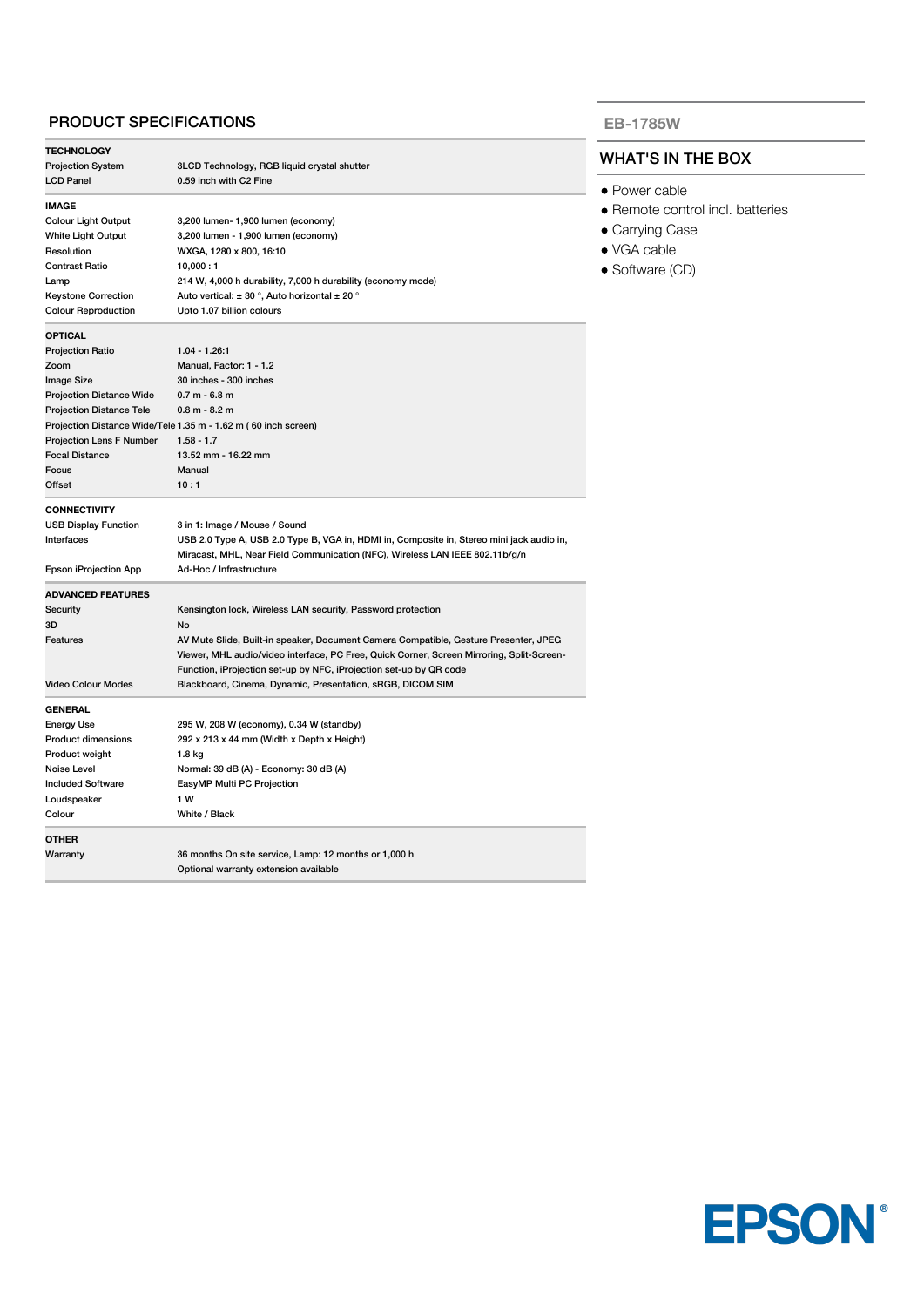## PRODUCT SPECIFICATIONS

| **TECHNOLOGY** | |
|---|---|
| Projection System | 3LCD Technology, RGB liquid crystal shutter |
| LCD Panel | 0.59 inch with C2 Fine |

| **IMAGE** | |
|---|---|
| Colour Light Output | 3,200 lumen- 1,900 lumen (economy) |
| White Light Output | 3,200 lumen - 1,900 lumen (economy) |
| Resolution | WXGA, 1280 x 800, 16:10 |
| Contrast Ratio | 10,000 : 1 |
| Lamp | 214 W, 4,000 h durability, 7,000 h durability (economy mode) |
| Keystone Correction | Auto vertical: ± 30 °, Auto horizontal ± 20 ° |
| Colour Reproduction | Upto 1.07 billion colours |

| **OPTICAL** | |
|---|---|
| Projection Ratio | 1.04 - 1.26:1 |
| Zoom | Manual, Factor: 1 - 1.2 |
| Image Size | 30 inches - 300 inches |
| Projection Distance Wide | 0.7 m - 6.8 m |
| Projection Distance Tele | 0.8 m - 8.2 m |
| Projection Distance Wide/Tele | 1.35 m - 1.62 m ( 60 inch screen) |
| Projection Lens F Number | 1.58 - 1.7 |
| Focal Distance | 13.52 mm - 16.22 mm |
| Focus | Manual |
| Offset | 10 : 1 |

| **CONNECTIVITY** | |
|---|---|
| USB Display Function | 3 in 1: Image / Mouse / Sound |
| Interfaces | USB 2.0 Type A, USB 2.0 Type B, VGA in, HDMI in, Composite in, Stereo mini jack audio in, Miracast, MHL, Near Field Communication (NFC), Wireless LAN IEEE 802.11b/g/n |
| Epson iProjection App | Ad-Hoc / Infrastructure |

| **ADVANCED FEATURES** | |
|---|---|
| Security | Kensington lock, Wireless LAN security, Password protection |
| 3D | No |
| Features | AV Mute Slide, Built-in speaker, Document Camera Compatible, Gesture Presenter, JPEG Viewer, MHL audio/video interface, PC Free, Quick Corner, Screen Mirroring, Split-Screen-Function, iProjection set-up by NFC, iProjection set-up by QR code |
| Video Colour Modes | Blackboard, Cinema, Dynamic, Presentation, sRGB, DICOM SIM |

| **GENERAL** | |
|---|---|
| Energy Use | 295 W, 208 W (economy), 0.34 W (standby) |
| Product dimensions | 292 x 213 x 44 mm (Width x Depth x Height) |
| Product weight | 1.8 kg |
| Noise Level | Normal: 39 dB (A) - Economy: 30 dB (A) |
| Included Software | EasyMP Multi PC Projection |
| Loudspeaker | 1 W |
| Colour | White / Black |

| **OTHER** | |
|---|---|
| Warranty | 36 months On site service, Lamp: 12 months or 1,000 h<br>Optional warranty extension available |

## EB-1785W

### WHAT'S IN THE BOX

- Power cable
- Remote control incl. batteries
- Carrying Case
- VGA cable
- Software (CD)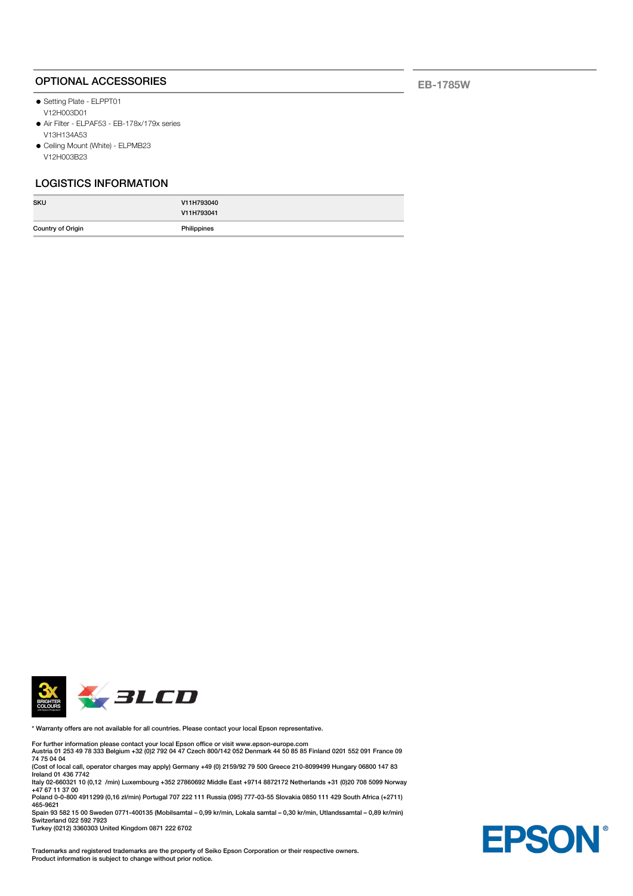## OPTIONAL ACCESSORIES

- Setting Plate - ELPPT01
  V12H003D01
- Air Filter - ELPAF53 - EB-178x/179x series
  V13H134A53
- Ceiling Mount (White) - ELPMB23
  V12H003B23

## LOGISTICS INFORMATION

| | |
|---|---|
| SKU | V11H793040<br>V11H793041 |
| Country of Origin | Philippines |

* Warranty offers are not available for all countries. Please contact your local Epson representative.

For further information please contact your local Epson office or visit www.epson-europe.com
Austria 01 253 49 78 333 Belgium +32 (0)2 792 04 47 Czech 800/142 052 Denmark 44 50 85 85 Finland 0201 552 091 France 09 74 75 04 04
(Cost of local call, operator charges may apply) Germany +49 (0) 2159/92 79 500 Greece 210-8099499 Hungary 06800 147 83 Ireland 01 436 7742
Italy 02-660321 10 (0,12 /min) Luxembourg +352 27860692 Middle East +9714 8872172 Netherlands +31 (0)20 708 5099 Norway +47 67 11 37 00
Poland 0-0-800 4911299 (0,16 zł/min) Portugal 707 222 111 Russia (095) 777-03-55 Slovakia 0850 111 429 South Africa (+2711) 465-9621
Spain 93 582 15 00 Sweden 0771-400135 (Mobilsamtal – 0,99 kr/min, Lokala samtal – 0,30 kr/min, Utlandssamtal – 0,89 kr/min) Switzerland 022 592 7923
Turkey (0212) 3360303 United Kingdom 0871 222 6702

Trademarks and registered trademarks are the property of Seiko Epson Corporation or their respective owners.
Product information is subject to change without prior notice.